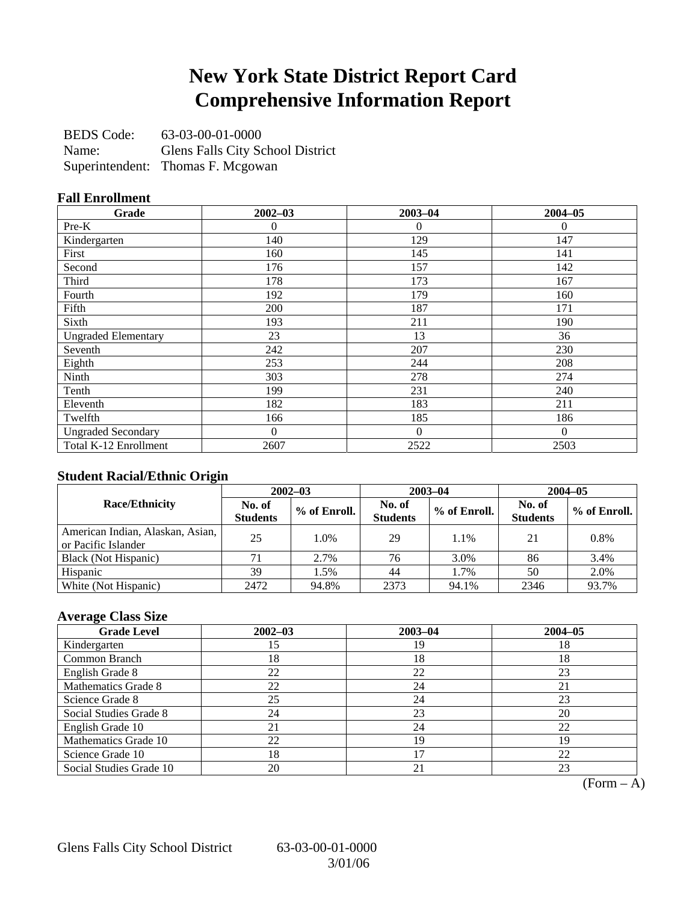# New York State District Report Card Comprehensive Information Report

BEDS Code: 63-03-00-01-0000
Name: Glens Falls City School District
Superintendent: Thomas F. Mcgowan

### Fall Enrollment

| Grade | 2002–03 | 2003–04 | 2004–05 |
|---|---|---|---|
| Pre-K | 0 | 0 | 0 |
| Kindergarten | 140 | 129 | 147 |
| First | 160 | 145 | 141 |
| Second | 176 | 157 | 142 |
| Third | 178 | 173 | 167 |
| Fourth | 192 | 179 | 160 |
| Fifth | 200 | 187 | 171 |
| Sixth | 193 | 211 | 190 |
| Ungraded Elementary | 23 | 13 | 36 |
| Seventh | 242 | 207 | 230 |
| Eighth | 253 | 244 | 208 |
| Ninth | 303 | 278 | 274 |
| Tenth | 199 | 231 | 240 |
| Eleventh | 182 | 183 | 211 |
| Twelfth | 166 | 185 | 186 |
| Ungraded Secondary | 0 | 0 | 0 |
| Total K-12 Enrollment | 2607 | 2522 | 2503 |

### Student Racial/Ethnic Origin

| Race/Ethnicity | 2002–03 | | 2003–04 | | 2004–05 | |
|---|---|---|---|---|---|---|
| | No. of Students | % of Enroll. | No. of Students | % of Enroll. | No. of Students | % of Enroll. |
| American Indian, Alaskan, Asian, or Pacific Islander | 25 | 1.0% | 29 | 1.1% | 21 | 0.8% |
| Black (Not Hispanic) | 71 | 2.7% | 76 | 3.0% | 86 | 3.4% |
| Hispanic | 39 | 1.5% | 44 | 1.7% | 50 | 2.0% |
| White (Not Hispanic) | 2472 | 94.8% | 2373 | 94.1% | 2346 | 93.7% |

### Average Class Size

| Grade Level | 2002–03 | 2003–04 | 2004–05 |
|---|---|---|---|
| Kindergarten | 15 | 19 | 18 |
| Common Branch | 18 | 18 | 18 |
| English Grade 8 | 22 | 22 | 23 |
| Mathematics Grade 8 | 22 | 24 | 21 |
| Science Grade 8 | 25 | 24 | 23 |
| Social Studies Grade 8 | 24 | 23 | 20 |
| English Grade 10 | 21 | 24 | 22 |
| Mathematics Grade 10 | 22 | 19 | 19 |
| Science Grade 10 | 18 | 17 | 22 |
| Social Studies Grade 10 | 20 | 21 | 23 |

(Form – A)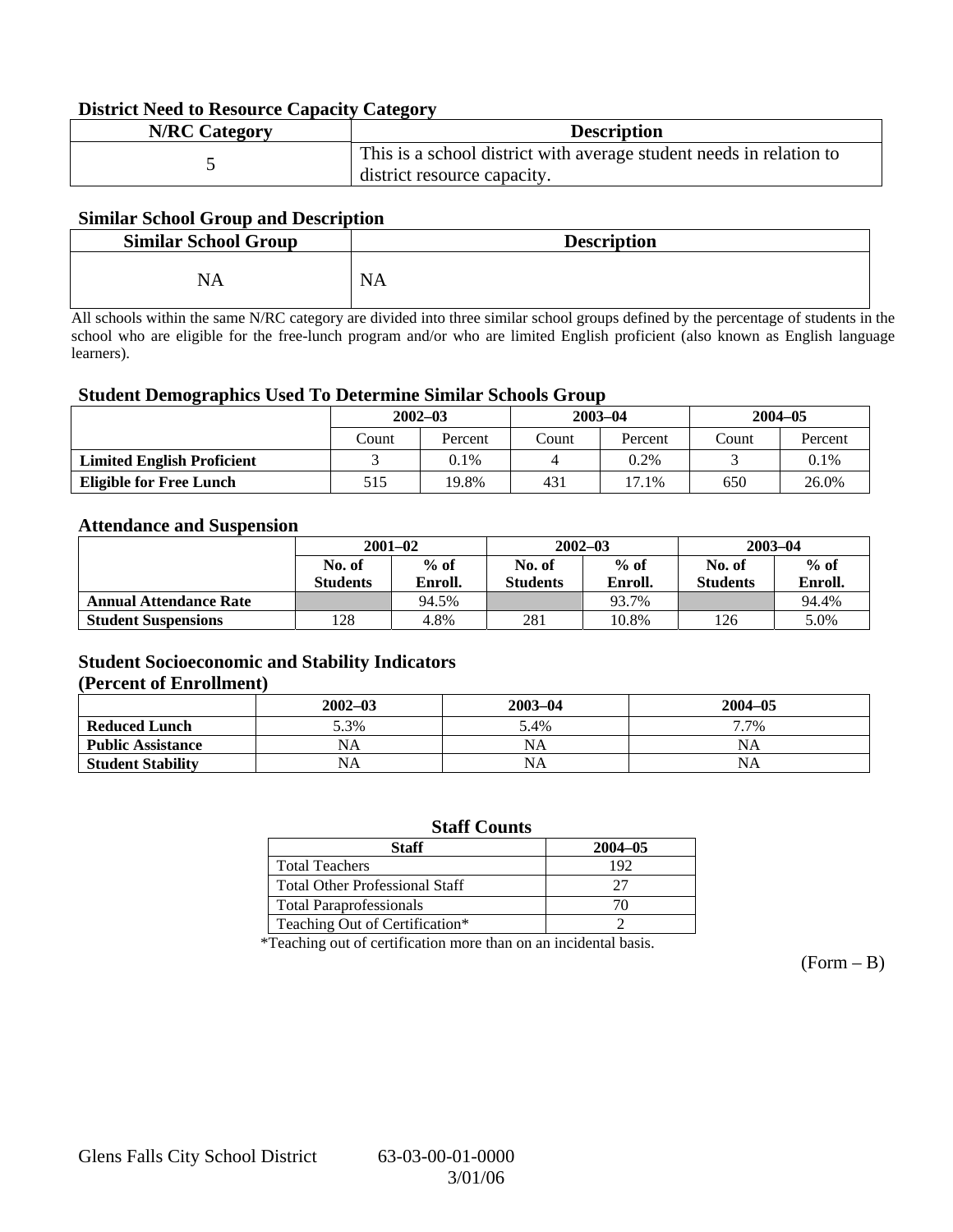### District Need to Resource Capacity Category

| N/RC Category | Description |
|---|---|
| 5 | This is a school district with average student needs in relation to district resource capacity. |

### Similar School Group and Description

| Similar School Group | Description |
|---|---|
| NA | NA |

All schools within the same N/RC category are divided into three similar school groups defined by the percentage of students in the school who are eligible for the free-lunch program and/or who are limited English proficient (also known as English language learners).

### Student Demographics Used To Determine Similar Schools Group

| | 2002–03 | | 2003–04 | | 2004–05 | |
|---|---|---|---|---|---|---|
| | Count | Percent | Count | Percent | Count | Percent |
| **Limited English Proficient** | 3 | 0.1% | 4 | 0.2% | 3 | 0.1% |
| **Eligible for Free Lunch** | 515 | 19.8% | 431 | 17.1% | 650 | 26.0% |

### Attendance and Suspension

| | 2001–02 | | 2002–03 | | 2003–04 | |
|---|---|---|---|---|---|---|
| | No. of Students | % of Enroll. | No. of Students | % of Enroll. | No. of Students | % of Enroll. |
| **Annual Attendance Rate** | | 94.5% | | 93.7% | | 94.4% |
| **Student Suspensions** | 128 | 4.8% | 281 | 10.8% | 126 | 5.0% |

### Student Socioeconomic and Stability Indicators (Percent of Enrollment)

| | 2002–03 | 2003–04 | 2004–05 |
|---|---|---|---|
| **Reduced Lunch** | 5.3% | 5.4% | 7.7% |
| **Public Assistance** | NA | NA | NA |
| **Student Stability** | NA | NA | NA |

### Staff Counts

| Staff | 2004–05 |
|---|---|
| Total Teachers | 192 |
| Total Other Professional Staff | 27 |
| Total Paraprofessionals | 70 |
| Teaching Out of Certification* | 2 |

*Teaching out of certification more than on an incidental basis.

(Form – B)

Glens Falls City School District 63-03-00-01-0000

3/01/06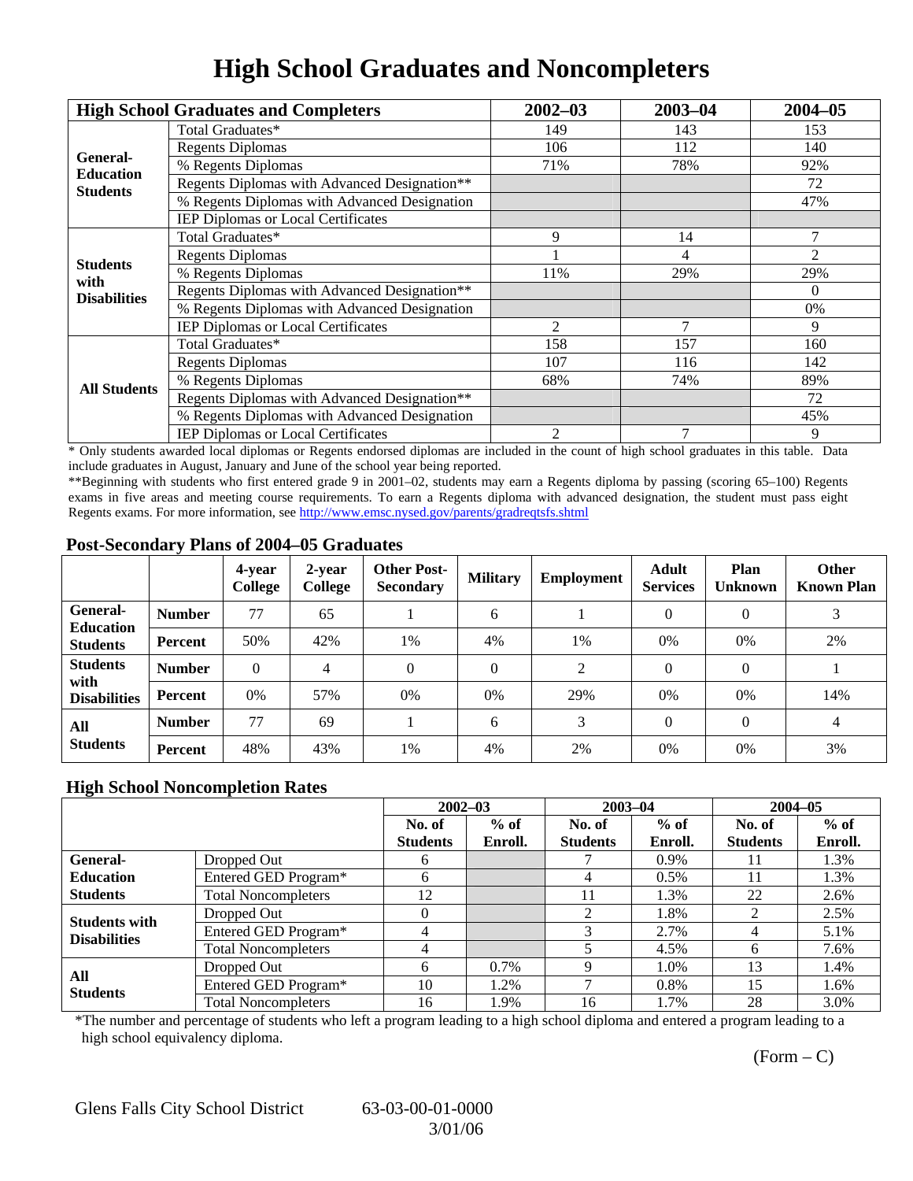# High School Graduates and Noncompleters

| High School Graduates and Completers | | 2002–03 | 2003–04 | 2004–05 |
|---|---|---|---|---|
| General-Education Students | Total Graduates* | 149 | 143 | 153 |
| | Regents Diplomas | 106 | 112 | 140 |
| | % Regents Diplomas | 71% | 78% | 92% |
| | Regents Diplomas with Advanced Designation** | | | 72 |
| | % Regents Diplomas with Advanced Designation | | | 47% |
| | IEP Diplomas or Local Certificates | | | |
| Students with Disabilities | Total Graduates* | 9 | 14 | 7 |
| | Regents Diplomas | 1 | 4 | 2 |
| | % Regents Diplomas | 11% | 29% | 29% |
| | Regents Diplomas with Advanced Designation** | | | 0 |
| | % Regents Diplomas with Advanced Designation | | | 0% |
| | IEP Diplomas or Local Certificates | 2 | 7 | 9 |
| All Students | Total Graduates* | 158 | 157 | 160 |
| | Regents Diplomas | 107 | 116 | 142 |
| | % Regents Diplomas | 68% | 74% | 89% |
| | Regents Diplomas with Advanced Designation** | | | 72 |
| | % Regents Diplomas with Advanced Designation | | | 45% |
| | IEP Diplomas or Local Certificates | 2 | 7 | 9 |

* Only students awarded local diplomas or Regents endorsed diplomas are included in the count of high school graduates in this table. Data include graduates in August, January and June of the school year being reported.

**Beginning with students who first entered grade 9 in 2001–02, students may earn a Regents diploma by passing (scoring 65–100) Regents exams in five areas and meeting course requirements. To earn a Regents diploma with advanced designation, the student must pass eight Regents exams. For more information, see http://www.emsc.nysed.gov/parents/gradreqtsfs.shtml

## Post-Secondary Plans of 2004–05 Graduates

| | | 4-year College | 2-year College | Other Post-Secondary | Military | Employment | Adult Services | Plan Unknown | Other Known Plan |
|---|---|---|---|---|---|---|---|---|---|
| General-Education Students | Number | 77 | 65 | 1 | 6 | 1 | 0 | 0 | 3 |
| | Percent | 50% | 42% | 1% | 4% | 1% | 0% | 0% | 2% |
| Students with Disabilities | Number | 0 | 4 | 0 | 0 | 2 | 0 | 0 | 1 |
| | Percent | 0% | 57% | 0% | 0% | 29% | 0% | 0% | 14% |
| All Students | Number | 77 | 69 | 1 | 6 | 3 | 0 | 0 | 4 |
| | Percent | 48% | 43% | 1% | 4% | 2% | 0% | 0% | 3% |

## High School Noncompletion Rates

| | | 2002–03 | | 2003–04 | | 2004–05 | |
|---|---|---|---|---|---|---|---|
| | | No. of Students | % of Enroll. | No. of Students | % of Enroll. | No. of Students | % of Enroll. |
| General-Education Students | Dropped Out | 6 | | 7 | 0.9% | 11 | 1.3% |
| | Entered GED Program* | 6 | | 4 | 0.5% | 11 | 1.3% |
| | Total Noncompleters | 12 | | 11 | 1.3% | 22 | 2.6% |
| Students with Disabilities | Dropped Out | 0 | | 2 | 1.8% | 2 | 2.5% |
| | Entered GED Program* | 4 | | 3 | 2.7% | 4 | 5.1% |
| | Total Noncompleters | 4 | | 5 | 4.5% | 6 | 7.6% |
| All Students | Dropped Out | 6 | 0.7% | 9 | 1.0% | 13 | 1.4% |
| | Entered GED Program* | 10 | 1.2% | 7 | 0.8% | 15 | 1.6% |
| | Total Noncompleters | 16 | 1.9% | 16 | 1.7% | 28 | 3.0% |

*The number and percentage of students who left a program leading to a high school diploma and entered a program leading to a high school equivalency diploma.

(Form – C)

Glens Falls City School District 63-03-00-01-0000 3/01/06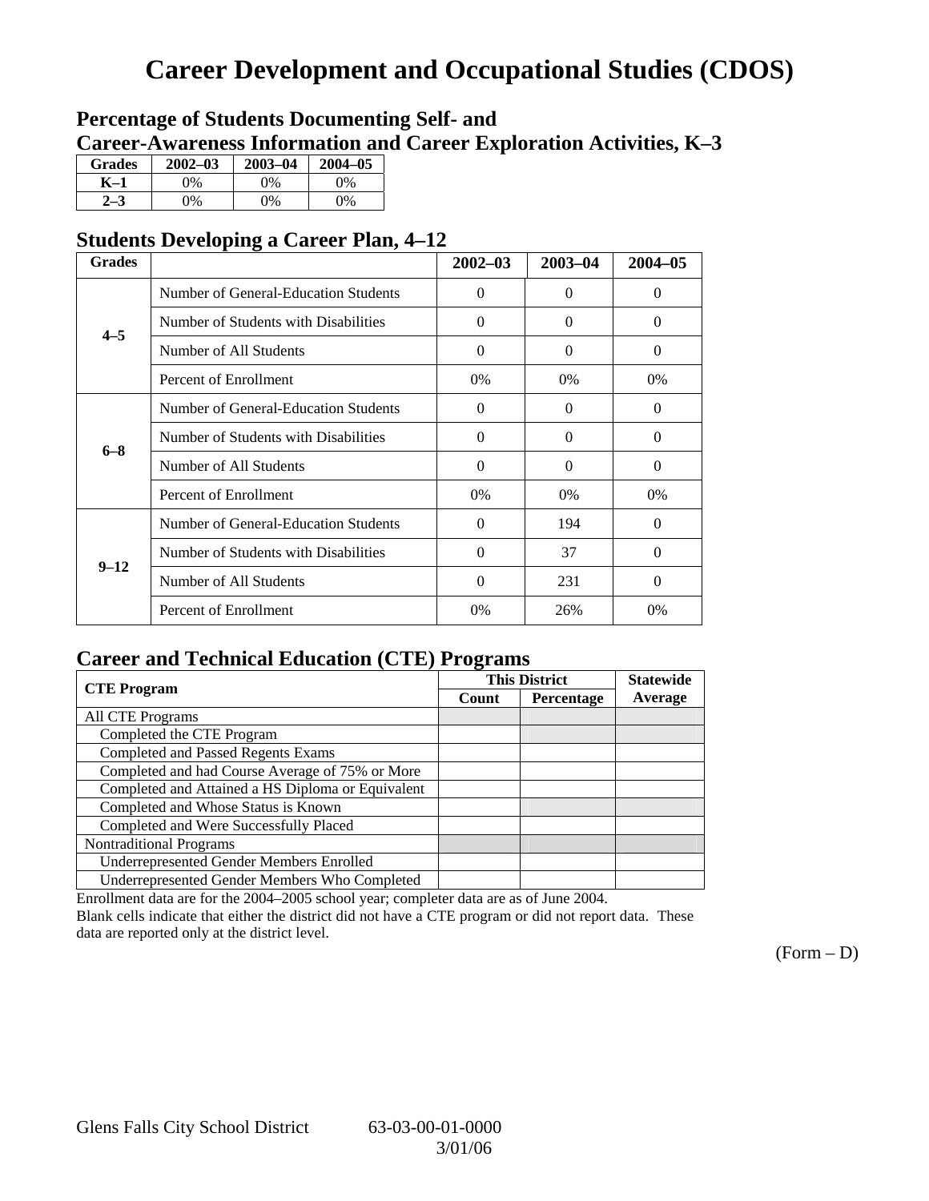# Career Development and Occupational Studies (CDOS)

## Percentage of Students Documenting Self- and Career-Awareness Information and Career Exploration Activities, K–3

| Grades | 2002–03 | 2003–04 | 2004–05 |
|---|---|---|---|
| K–1 | 0% | 0% | 0% |
| 2–3 | 0% | 0% | 0% |

## Students Developing a Career Plan, 4–12

| Grades | | 2002–03 | 2003–04 | 2004–05 |
|---|---|---|---|---|
| 4–5 | Number of General-Education Students | 0 | 0 | 0 |
| | Number of Students with Disabilities | 0 | 0 | 0 |
| | Number of All Students | 0 | 0 | 0 |
| | Percent of Enrollment | 0% | 0% | 0% |
| 6–8 | Number of General-Education Students | 0 | 0 | 0 |
| | Number of Students with Disabilities | 0 | 0 | 0 |
| | Number of All Students | 0 | 0 | 0 |
| | Percent of Enrollment | 0% | 0% | 0% |
| 9–12 | Number of General-Education Students | 0 | 194 | 0 |
| | Number of Students with Disabilities | 0 | 37 | 0 |
| | Number of All Students | 0 | 231 | 0 |
| | Percent of Enrollment | 0% | 26% | 0% |

## Career and Technical Education (CTE) Programs

| CTE Program | This District | | Statewide |
|---|---|---|---|
| | Count | Percentage | Average |
| All CTE Programs | | | |
| Completed the CTE Program | | | |
| Completed and Passed Regents Exams | | | |
| Completed and had Course Average of 75% or More | | | |
| Completed and Attained a HS Diploma or Equivalent | | | |
| Completed and Whose Status is Known | | | |
| Completed and Were Successfully Placed | | | |
| Nontraditional Programs | | | |
| Underrepresented Gender Members Enrolled | | | |
| Underrepresented Gender Members Who Completed | | | |

Enrollment data are for the 2004–2005 school year; completer data are as of June 2004.

Blank cells indicate that either the district did not have a CTE program or did not report data. These data are reported only at the district level.

(Form – D)

Glens Falls City School District 63-03-00-01-0000 3/01/06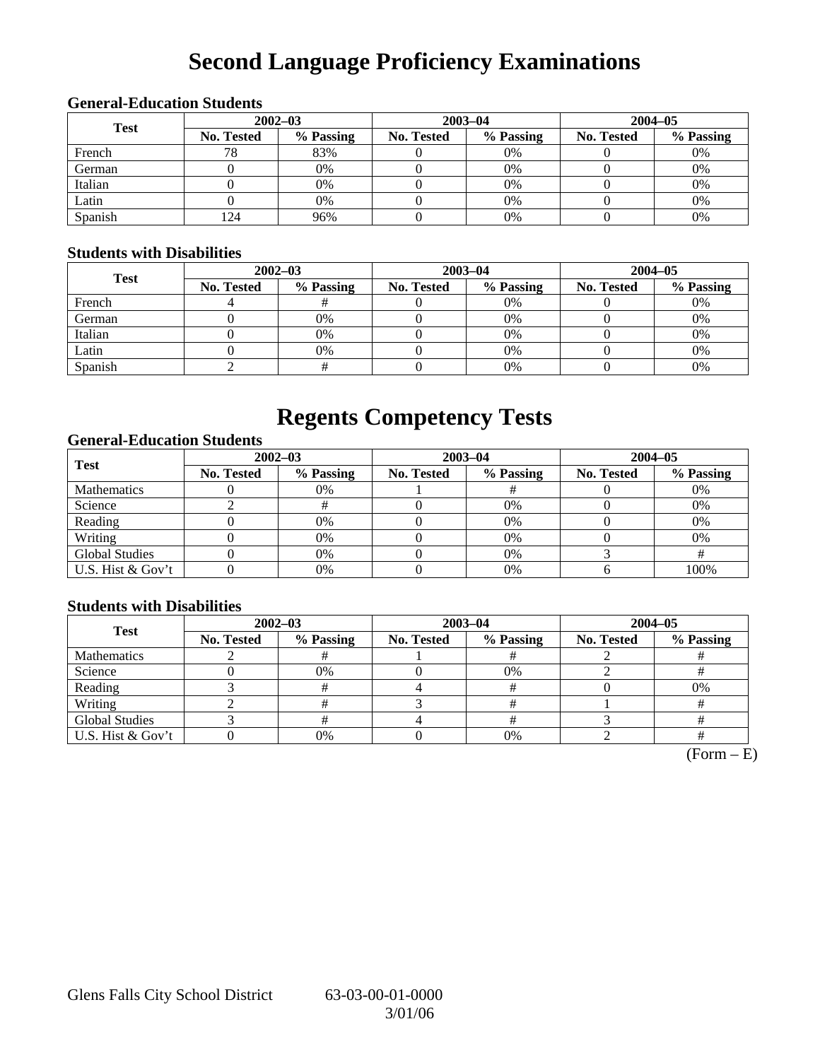# Second Language Proficiency Examinations

### General-Education Students

| Test | 2002–03 | | 2003–04 | | 2004–05 | |
|---|---|---|---|---|---|---|
| | No. Tested | % Passing | No. Tested | % Passing | No. Tested | % Passing |
| French | 78 | 83% | 0 | 0% | 0 | 0% |
| German | 0 | 0% | 0 | 0% | 0 | 0% |
| Italian | 0 | 0% | 0 | 0% | 0 | 0% |
| Latin | 0 | 0% | 0 | 0% | 0 | 0% |
| Spanish | 124 | 96% | 0 | 0% | 0 | 0% |

### Students with Disabilities

| Test | 2002–03 | | 2003–04 | | 2004–05 | |
|---|---|---|---|---|---|---|
| | No. Tested | % Passing | No. Tested | % Passing | No. Tested | % Passing |
| French | 4 | # | 0 | 0% | 0 | 0% |
| German | 0 | 0% | 0 | 0% | 0 | 0% |
| Italian | 0 | 0% | 0 | 0% | 0 | 0% |
| Latin | 0 | 0% | 0 | 0% | 0 | 0% |
| Spanish | 2 | # | 0 | 0% | 0 | 0% |

# Regents Competency Tests

### General-Education Students

| Test | 2002–03 | | 2003–04 | | 2004–05 | |
|---|---|---|---|---|---|---|
| | No. Tested | % Passing | No. Tested | % Passing | No. Tested | % Passing |
| Mathematics | 0 | 0% | 1 | # | 0 | 0% |
| Science | 2 | # | 0 | 0% | 0 | 0% |
| Reading | 0 | 0% | 0 | 0% | 0 | 0% |
| Writing | 0 | 0% | 0 | 0% | 0 | 0% |
| Global Studies | 0 | 0% | 0 | 0% | 3 | # |
| U.S. Hist & Gov't | 0 | 0% | 0 | 0% | 6 | 100% |

### Students with Disabilities

| Test | 2002–03 | | 2003–04 | | 2004–05 | |
|---|---|---|---|---|---|---|
| | No. Tested | % Passing | No. Tested | % Passing | No. Tested | % Passing |
| Mathematics | 2 | # | 1 | # | 2 | # |
| Science | 0 | 0% | 0 | 0% | 2 | # |
| Reading | 3 | # | 4 | # | 0 | 0% |
| Writing | 2 | # | 3 | # | 1 | # |
| Global Studies | 3 | # | 4 | # | 3 | # |
| U.S. Hist & Gov't | 0 | 0% | 0 | 0% | 2 | # |

(Form – E)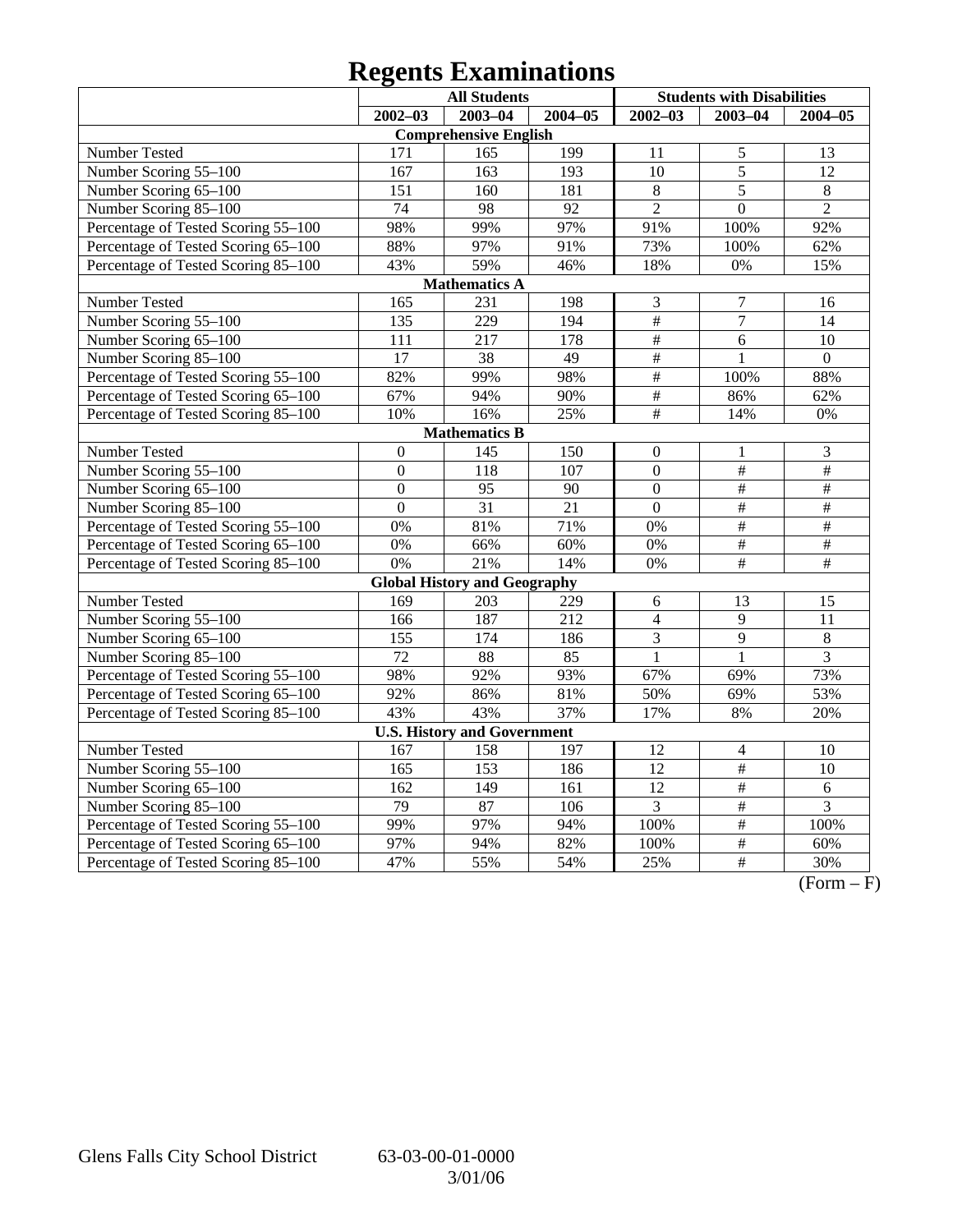# Regents Examinations

| | All Students | | | Students with Disabilities | | |
|---|---|---|---|---|---|---|
| | 2002–03 | 2003–04 | 2004–05 | 2002–03 | 2003–04 | 2004–05 |
| **Comprehensive English** | | | | | | |
| Number Tested | 171 | 165 | 199 | 11 | 5 | 13 |
| Number Scoring 55–100 | 167 | 163 | 193 | 10 | 5 | 12 |
| Number Scoring 65–100 | 151 | 160 | 181 | 8 | 5 | 8 |
| Number Scoring 85–100 | 74 | 98 | 92 | 2 | 0 | 2 |
| Percentage of Tested Scoring 55–100 | 98% | 99% | 97% | 91% | 100% | 92% |
| Percentage of Tested Scoring 65–100 | 88% | 97% | 91% | 73% | 100% | 62% |
| Percentage of Tested Scoring 85–100 | 43% | 59% | 46% | 18% | 0% | 15% |
| **Mathematics A** | | | | | | |
| Number Tested | 165 | 231 | 198 | 3 | 7 | 16 |
| Number Scoring 55–100 | 135 | 229 | 194 | # | 7 | 14 |
| Number Scoring 65–100 | 111 | 217 | 178 | # | 6 | 10 |
| Number Scoring 85–100 | 17 | 38 | 49 | # | 1 | 0 |
| Percentage of Tested Scoring 55–100 | 82% | 99% | 98% | # | 100% | 88% |
| Percentage of Tested Scoring 65–100 | 67% | 94% | 90% | # | 86% | 62% |
| Percentage of Tested Scoring 85–100 | 10% | 16% | 25% | # | 14% | 0% |
| **Mathematics B** | | | | | | |
| Number Tested | 0 | 145 | 150 | 0 | 1 | 3 |
| Number Scoring 55–100 | 0 | 118 | 107 | 0 | # | # |
| Number Scoring 65–100 | 0 | 95 | 90 | 0 | # | # |
| Number Scoring 85–100 | 0 | 31 | 21 | 0 | # | # |
| Percentage of Tested Scoring 55–100 | 0% | 81% | 71% | 0% | # | # |
| Percentage of Tested Scoring 65–100 | 0% | 66% | 60% | 0% | # | # |
| Percentage of Tested Scoring 85–100 | 0% | 21% | 14% | 0% | # | # |
| **Global History and Geography** | | | | | | |
| Number Tested | 169 | 203 | 229 | 6 | 13 | 15 |
| Number Scoring 55–100 | 166 | 187 | 212 | 4 | 9 | 11 |
| Number Scoring 65–100 | 155 | 174 | 186 | 3 | 9 | 8 |
| Number Scoring 85–100 | 72 | 88 | 85 | 1 | 1 | 3 |
| Percentage of Tested Scoring 55–100 | 98% | 92% | 93% | 67% | 69% | 73% |
| Percentage of Tested Scoring 65–100 | 92% | 86% | 81% | 50% | 69% | 53% |
| Percentage of Tested Scoring 85–100 | 43% | 43% | 37% | 17% | 8% | 20% |
| **U.S. History and Government** | | | | | | |
| Number Tested | 167 | 158 | 197 | 12 | 4 | 10 |
| Number Scoring 55–100 | 165 | 153 | 186 | 12 | # | 10 |
| Number Scoring 65–100 | 162 | 149 | 161 | 12 | # | 6 |
| Number Scoring 85–100 | 79 | 87 | 106 | 3 | # | 3 |
| Percentage of Tested Scoring 55–100 | 99% | 97% | 94% | 100% | # | 100% |
| Percentage of Tested Scoring 65–100 | 97% | 94% | 82% | 100% | # | 60% |
| Percentage of Tested Scoring 85–100 | 47% | 55% | 54% | 25% | # | 30% |

(Form – F)

Glens Falls City School District 63-03-00-01-0000 3/01/06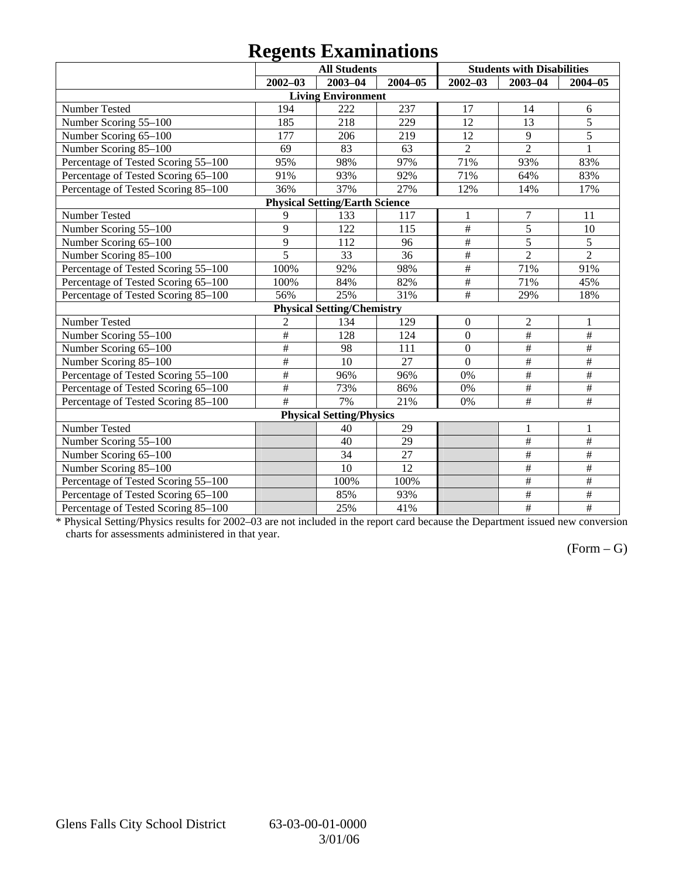# Regents Examinations

| | All Students | | | Students with Disabilities | | |
|---|---|---|---|---|---|---|
| | 2002–03 | 2003–04 | 2004–05 | 2002–03 | 2003–04 | 2004–05 |
| **Living Environment** | | | | | | |
| Number Tested | 194 | 222 | 237 | 17 | 14 | 6 |
| Number Scoring 55–100 | 185 | 218 | 229 | 12 | 13 | 5 |
| Number Scoring 65–100 | 177 | 206 | 219 | 12 | 9 | 5 |
| Number Scoring 85–100 | 69 | 83 | 63 | 2 | 2 | 1 |
| Percentage of Tested Scoring 55–100 | 95% | 98% | 97% | 71% | 93% | 83% |
| Percentage of Tested Scoring 65–100 | 91% | 93% | 92% | 71% | 64% | 83% |
| Percentage of Tested Scoring 85–100 | 36% | 37% | 27% | 12% | 14% | 17% |
| **Physical Setting/Earth Science** | | | | | | |
| Number Tested | 9 | 133 | 117 | 1 | 7 | 11 |
| Number Scoring 55–100 | 9 | 122 | 115 | # | 5 | 10 |
| Number Scoring 65–100 | 9 | 112 | 96 | # | 5 | 5 |
| Number Scoring 85–100 | 5 | 33 | 36 | # | 2 | 2 |
| Percentage of Tested Scoring 55–100 | 100% | 92% | 98% | # | 71% | 91% |
| Percentage of Tested Scoring 65–100 | 100% | 84% | 82% | # | 71% | 45% |
| Percentage of Tested Scoring 85–100 | 56% | 25% | 31% | # | 29% | 18% |
| **Physical Setting/Chemistry** | | | | | | |
| Number Tested | 2 | 134 | 129 | 0 | 2 | 1 |
| Number Scoring 55–100 | # | 128 | 124 | 0 | # | # |
| Number Scoring 65–100 | # | 98 | 111 | 0 | # | # |
| Number Scoring 85–100 | # | 10 | 27 | 0 | # | # |
| Percentage of Tested Scoring 55–100 | # | 96% | 96% | 0% | # | # |
| Percentage of Tested Scoring 65–100 | # | 73% | 86% | 0% | # | # |
| Percentage of Tested Scoring 85–100 | # | 7% | 21% | 0% | # | # |
| **Physical Setting/Physics** | | | | | | |
| Number Tested | | 40 | 29 | | 1 | 1 |
| Number Scoring 55–100 | | 40 | 29 | | # | # |
| Number Scoring 65–100 | | 34 | 27 | | # | # |
| Number Scoring 85–100 | | 10 | 12 | | # | # |
| Percentage of Tested Scoring 55–100 | | 100% | 100% | | # | # |
| Percentage of Tested Scoring 65–100 | | 85% | 93% | | # | # |
| Percentage of Tested Scoring 85–100 | | 25% | 41% | | # | # |

* Physical Setting/Physics results for 2002–03 are not included in the report card because the Department issued new conversion charts for assessments administered in that year.

(Form – G)

Glens Falls City School District 63-03-00-01-0000 3/01/06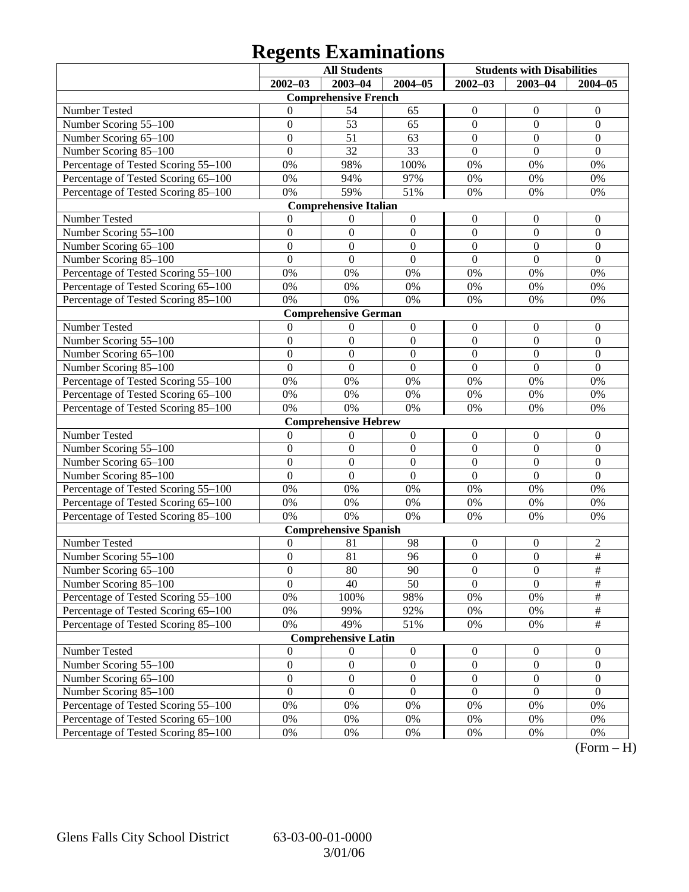# Regents Examinations

| | All Students | | | Students with Disabilities | | |
|---|---|---|---|---|---|---|
| | 2002–03 | 2003–04 | 2004–05 | 2002–03 | 2003–04 | 2004–05 |
| **Comprehensive French** | | | | | | |
| Number Tested | 0 | 54 | 65 | 0 | 0 | 0 |
| Number Scoring 55–100 | 0 | 53 | 65 | 0 | 0 | 0 |
| Number Scoring 65–100 | 0 | 51 | 63 | 0 | 0 | 0 |
| Number Scoring 85–100 | 0 | 32 | 33 | 0 | 0 | 0 |
| Percentage of Tested Scoring 55–100 | 0% | 98% | 100% | 0% | 0% | 0% |
| Percentage of Tested Scoring 65–100 | 0% | 94% | 97% | 0% | 0% | 0% |
| Percentage of Tested Scoring 85–100 | 0% | 59% | 51% | 0% | 0% | 0% |
| **Comprehensive Italian** | | | | | | |
| Number Tested | 0 | 0 | 0 | 0 | 0 | 0 |
| Number Scoring 55–100 | 0 | 0 | 0 | 0 | 0 | 0 |
| Number Scoring 65–100 | 0 | 0 | 0 | 0 | 0 | 0 |
| Number Scoring 85–100 | 0 | 0 | 0 | 0 | 0 | 0 |
| Percentage of Tested Scoring 55–100 | 0% | 0% | 0% | 0% | 0% | 0% |
| Percentage of Tested Scoring 65–100 | 0% | 0% | 0% | 0% | 0% | 0% |
| Percentage of Tested Scoring 85–100 | 0% | 0% | 0% | 0% | 0% | 0% |
| **Comprehensive German** | | | | | | |
| Number Tested | 0 | 0 | 0 | 0 | 0 | 0 |
| Number Scoring 55–100 | 0 | 0 | 0 | 0 | 0 | 0 |
| Number Scoring 65–100 | 0 | 0 | 0 | 0 | 0 | 0 |
| Number Scoring 85–100 | 0 | 0 | 0 | 0 | 0 | 0 |
| Percentage of Tested Scoring 55–100 | 0% | 0% | 0% | 0% | 0% | 0% |
| Percentage of Tested Scoring 65–100 | 0% | 0% | 0% | 0% | 0% | 0% |
| Percentage of Tested Scoring 85–100 | 0% | 0% | 0% | 0% | 0% | 0% |
| **Comprehensive Hebrew** | | | | | | |
| Number Tested | 0 | 0 | 0 | 0 | 0 | 0 |
| Number Scoring 55–100 | 0 | 0 | 0 | 0 | 0 | 0 |
| Number Scoring 65–100 | 0 | 0 | 0 | 0 | 0 | 0 |
| Number Scoring 85–100 | 0 | 0 | 0 | 0 | 0 | 0 |
| Percentage of Tested Scoring 55–100 | 0% | 0% | 0% | 0% | 0% | 0% |
| Percentage of Tested Scoring 65–100 | 0% | 0% | 0% | 0% | 0% | 0% |
| Percentage of Tested Scoring 85–100 | 0% | 0% | 0% | 0% | 0% | 0% |
| **Comprehensive Spanish** | | | | | | |
| Number Tested | 0 | 81 | 98 | 0 | 0 | 2 |
| Number Scoring 55–100 | 0 | 81 | 96 | 0 | 0 | # |
| Number Scoring 65–100 | 0 | 80 | 90 | 0 | 0 | # |
| Number Scoring 85–100 | 0 | 40 | 50 | 0 | 0 | # |
| Percentage of Tested Scoring 55–100 | 0% | 100% | 98% | 0% | 0% | # |
| Percentage of Tested Scoring 65–100 | 0% | 99% | 92% | 0% | 0% | # |
| Percentage of Tested Scoring 85–100 | 0% | 49% | 51% | 0% | 0% | # |
| **Comprehensive Latin** | | | | | | |
| Number Tested | 0 | 0 | 0 | 0 | 0 | 0 |
| Number Scoring 55–100 | 0 | 0 | 0 | 0 | 0 | 0 |
| Number Scoring 65–100 | 0 | 0 | 0 | 0 | 0 | 0 |
| Number Scoring 85–100 | 0 | 0 | 0 | 0 | 0 | 0 |
| Percentage of Tested Scoring 55–100 | 0% | 0% | 0% | 0% | 0% | 0% |
| Percentage of Tested Scoring 65–100 | 0% | 0% | 0% | 0% | 0% | 0% |
| Percentage of Tested Scoring 85–100 | 0% | 0% | 0% | 0% | 0% | 0% |

(Form – H)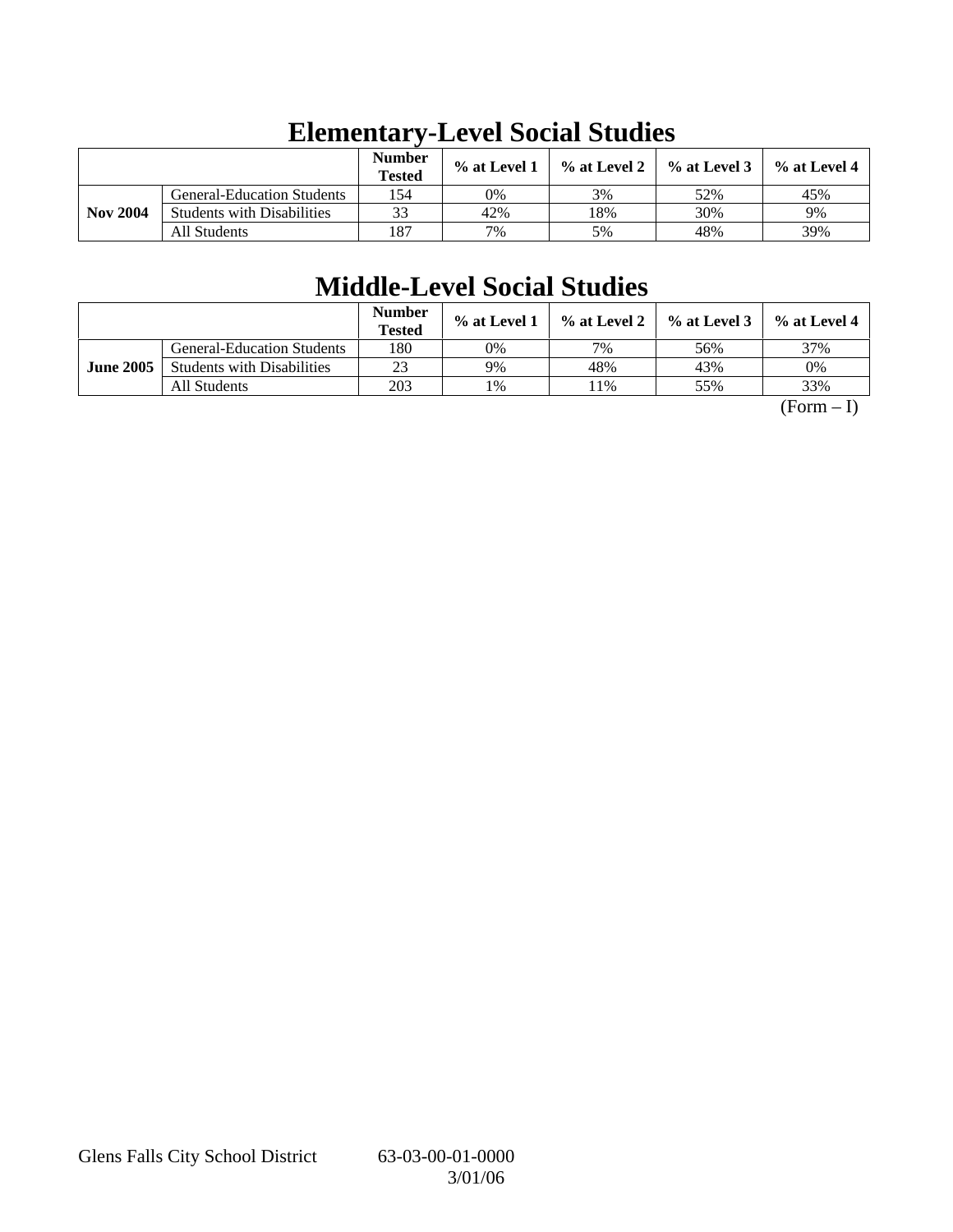# Elementary-Level Social Studies

| | | Number Tested | % at Level 1 | % at Level 2 | % at Level 3 | % at Level 4 |
|---|---|---|---|---|---|---|
| Nov 2004 | General-Education Students | 154 | 0% | 3% | 52% | 45% |
| | Students with Disabilities | 33 | 42% | 18% | 30% | 9% |
| | All Students | 187 | 7% | 5% | 48% | 39% |

# Middle-Level Social Studies

| | | Number Tested | % at Level 1 | % at Level 2 | % at Level 3 | % at Level 4 |
|---|---|---|---|---|---|---|
| June 2005 | General-Education Students | 180 | 0% | 7% | 56% | 37% |
| | Students with Disabilities | 23 | 9% | 48% | 43% | 0% |
| | All Students | 203 | 1% | 11% | 55% | 33% |

(Form – I)

Glens Falls City School District 63-03-00-01-0000
3/01/06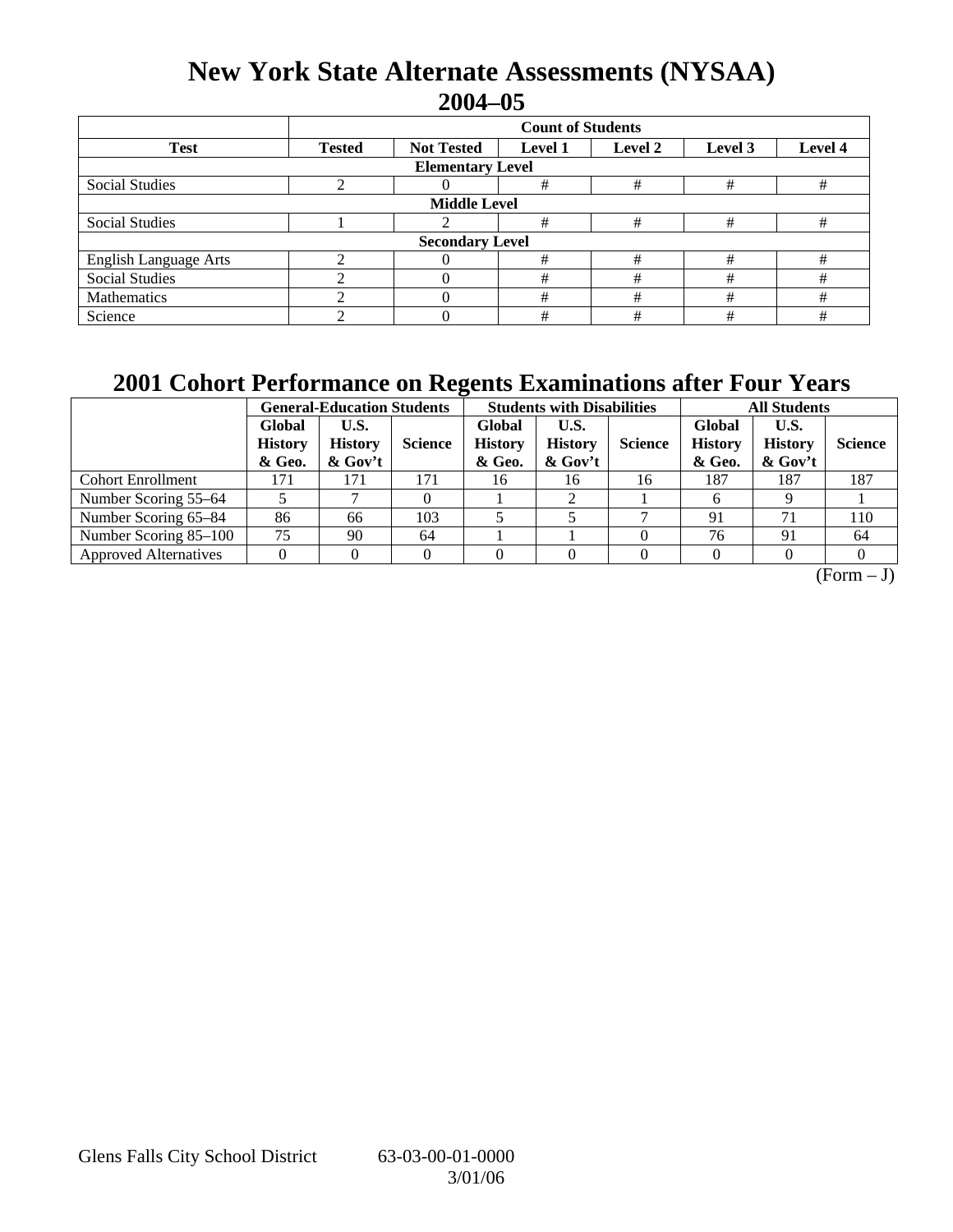# New York State Alternate Assessments (NYSAA)

## 2004–05

| | Count of Students | | | | | |
|---|---|---|---|---|---|---|
| **Test** | **Tested** | **Not Tested** | **Level 1** | **Level 2** | **Level 3** | **Level 4** |
| **Elementary Level** | | | | | | |
| Social Studies | 2 | 0 | # | # | # | # |
| **Middle Level** | | | | | | |
| Social Studies | 1 | 2 | # | # | # | # |
| **Secondary Level** | | | | | | |
| English Language Arts | 2 | 0 | # | # | # | # |
| Social Studies | 2 | 0 | # | # | # | # |
| Mathematics | 2 | 0 | # | # | # | # |
| Science | 2 | 0 | # | # | # | # |

# 2001 Cohort Performance on Regents Examinations after Four Years

| | General-Education Students | | | Students with Disabilities | | | All Students | | |
|---|---|---|---|---|---|---|---|---|---|
| | **Global History & Geo.** | **U.S. History & Gov't** | **Science** | **Global History & Geo.** | **U.S. History & Gov't** | **Science** | **Global History & Geo.** | **U.S. History & Gov't** | **Science** |
| Cohort Enrollment | 171 | 171 | 171 | 16 | 16 | 16 | 187 | 187 | 187 |
| Number Scoring 55–64 | 5 | 7 | 0 | 1 | 2 | 1 | 6 | 9 | 1 |
| Number Scoring 65–84 | 86 | 66 | 103 | 5 | 5 | 7 | 91 | 71 | 110 |
| Number Scoring 85–100 | 75 | 90 | 64 | 1 | 1 | 0 | 76 | 91 | 64 |
| Approved Alternatives | 0 | 0 | 0 | 0 | 0 | 0 | 0 | 0 | 0 |

(Form – J)

Glens Falls City School District 63-03-00-01-0000 3/01/06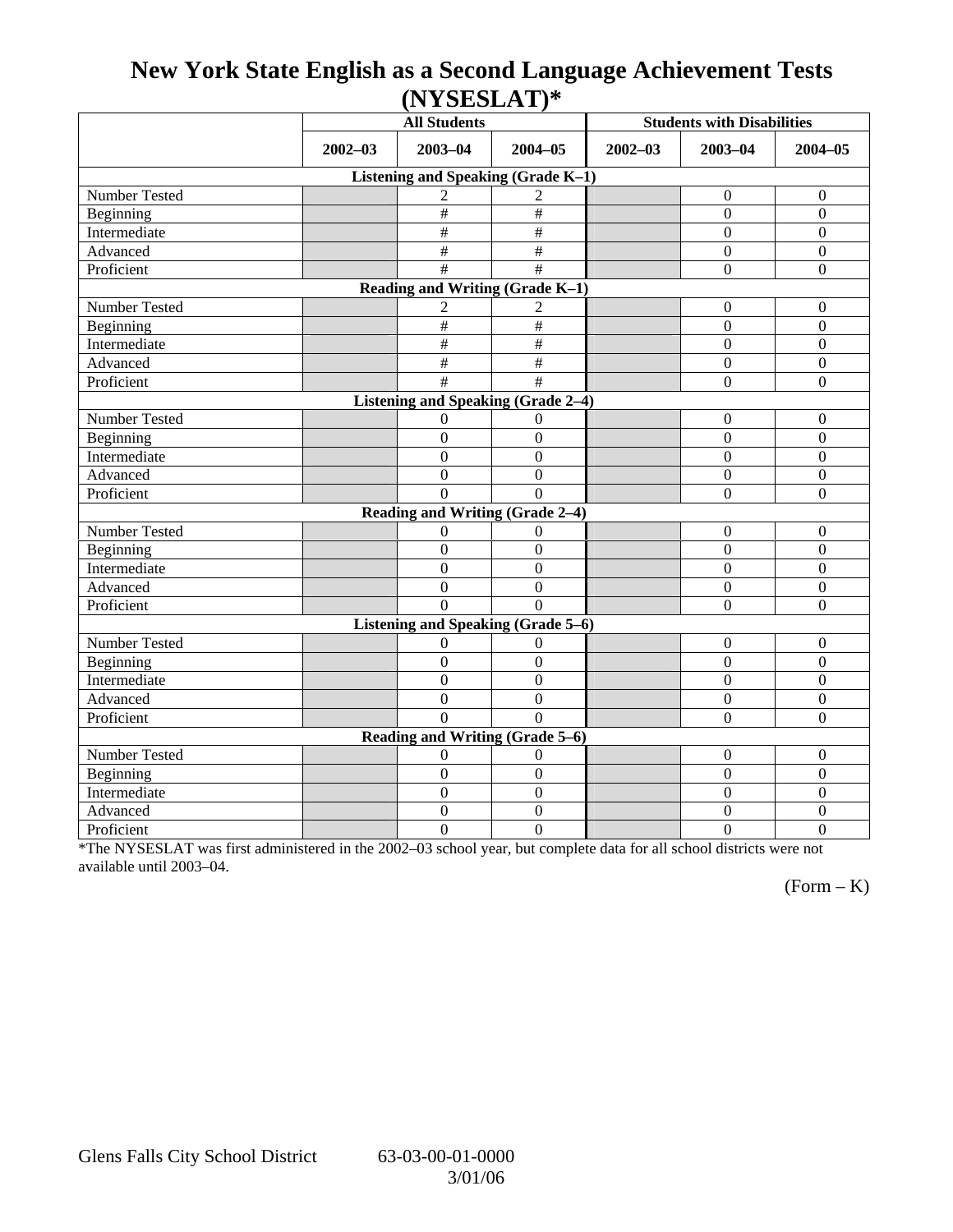# New York State English as a Second Language Achievement Tests (NYSESLAT)*

| | All Students | | | Students with Disabilities | | |
|---|---|---|---|---|---|---|
| | 2002–03 | 2003–04 | 2004–05 | 2002–03 | 2003–04 | 2004–05 |
| **Listening and Speaking (Grade K–1)** | | | | | | |
| Number Tested | | 2 | 2 | | 0 | 0 |
| Beginning | | # | # | | 0 | 0 |
| Intermediate | | # | # | | 0 | 0 |
| Advanced | | # | # | | 0 | 0 |
| Proficient | | # | # | | 0 | 0 |
| **Reading and Writing (Grade K–1)** | | | | | | |
| Number Tested | | 2 | 2 | | 0 | 0 |
| Beginning | | # | # | | 0 | 0 |
| Intermediate | | # | # | | 0 | 0 |
| Advanced | | # | # | | 0 | 0 |
| Proficient | | # | # | | 0 | 0 |
| **Listening and Speaking (Grade 2–4)** | | | | | | |
| Number Tested | | 0 | 0 | | 0 | 0 |
| Beginning | | 0 | 0 | | 0 | 0 |
| Intermediate | | 0 | 0 | | 0 | 0 |
| Advanced | | 0 | 0 | | 0 | 0 |
| Proficient | | 0 | 0 | | 0 | 0 |
| **Reading and Writing (Grade 2–4)** | | | | | | |
| Number Tested | | 0 | 0 | | 0 | 0 |
| Beginning | | 0 | 0 | | 0 | 0 |
| Intermediate | | 0 | 0 | | 0 | 0 |
| Advanced | | 0 | 0 | | 0 | 0 |
| Proficient | | 0 | 0 | | 0 | 0 |
| **Listening and Speaking (Grade 5–6)** | | | | | | |
| Number Tested | | 0 | 0 | | 0 | 0 |
| Beginning | | 0 | 0 | | 0 | 0 |
| Intermediate | | 0 | 0 | | 0 | 0 |
| Advanced | | 0 | 0 | | 0 | 0 |
| Proficient | | 0 | 0 | | 0 | 0 |
| **Reading and Writing (Grade 5–6)** | | | | | | |
| Number Tested | | 0 | 0 | | 0 | 0 |
| Beginning | | 0 | 0 | | 0 | 0 |
| Intermediate | | 0 | 0 | | 0 | 0 |
| Advanced | | 0 | 0 | | 0 | 0 |
| Proficient | | 0 | 0 | | 0 | 0 |

*The NYSESLAT was first administered in the 2002–03 school year, but complete data for all school districts were not available until 2003–04.

(Form – K)

Glens Falls City School District 63-03-00-01-0000 3/01/06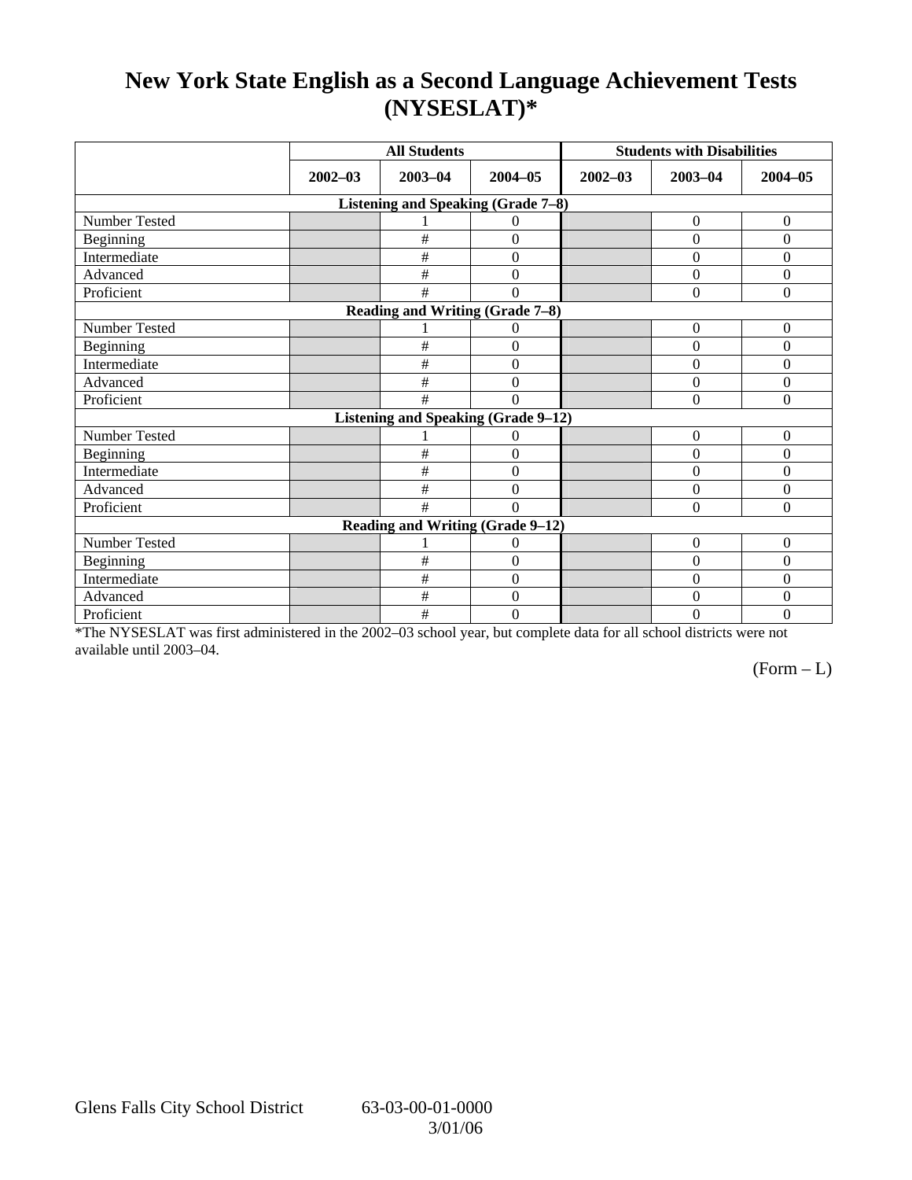# New York State English as a Second Language Achievement Tests (NYSESLAT)*

| | All Students | | | Students with Disabilities | | |
|---|---|---|---|---|---|---|
| | 2002–03 | 2003–04 | 2004–05 | 2002–03 | 2003–04 | 2004–05 |
| **Listening and Speaking (Grade 7–8)** | | | | | | |
| Number Tested | | 1 | 0 | | 0 | 0 |
| Beginning | | # | 0 | | 0 | 0 |
| Intermediate | | # | 0 | | 0 | 0 |
| Advanced | | # | 0 | | 0 | 0 |
| Proficient | | # | 0 | | 0 | 0 |
| **Reading and Writing (Grade 7–8)** | | | | | | |
| Number Tested | | 1 | 0 | | 0 | 0 |
| Beginning | | # | 0 | | 0 | 0 |
| Intermediate | | # | 0 | | 0 | 0 |
| Advanced | | # | 0 | | 0 | 0 |
| Proficient | | # | 0 | | 0 | 0 |
| **Listening and Speaking (Grade 9–12)** | | | | | | |
| Number Tested | | 1 | 0 | | 0 | 0 |
| Beginning | | # | 0 | | 0 | 0 |
| Intermediate | | # | 0 | | 0 | 0 |
| Advanced | | # | 0 | | 0 | 0 |
| Proficient | | # | 0 | | 0 | 0 |
| **Reading and Writing (Grade 9–12)** | | | | | | |
| Number Tested | | 1 | 0 | | 0 | 0 |
| Beginning | | # | 0 | | 0 | 0 |
| Intermediate | | # | 0 | | 0 | 0 |
| Advanced | | # | 0 | | 0 | 0 |
| Proficient | | # | 0 | | 0 | 0 |

*The NYSESLAT was first administered in the 2002–03 school year, but complete data for all school districts were not available until 2003–04.

(Form – L)

Glens Falls City School District 63-03-00-01-0000 3/01/06